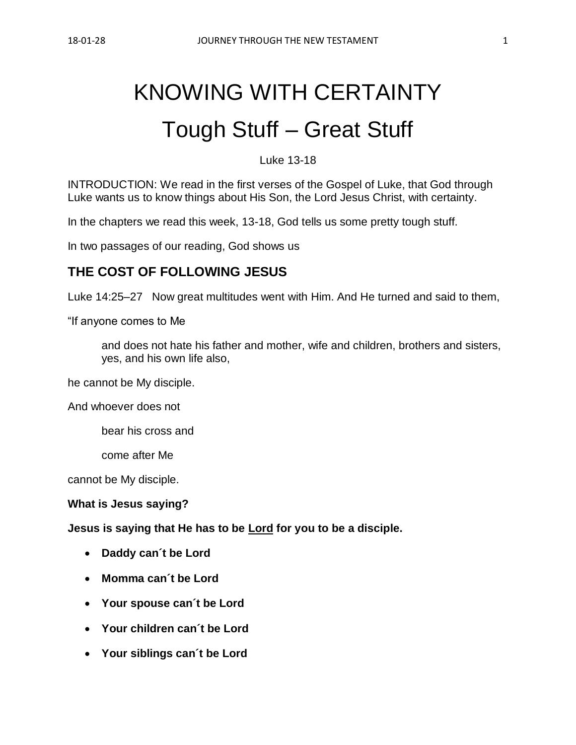# KNOWING WITH CERTAINTY

# Tough Stuff – Great Stuff

Luke 13-18

INTRODUCTION: We read in the first verses of the Gospel of Luke, that God through Luke wants us to know things about His Son, the Lord Jesus Christ, with certainty.

In the chapters we read this week, 13-18, God tells us some pretty tough stuff.

In two passages of our reading, God shows us

## THE COST OF FOLLOWING JESUS

Luke 14:25–27 Now great multitudes went with Him. And He turned and said to them,

“If anyone comes to Me

> and does not hate his father and mother, wife and children, brothers and sisters, yes, and his own life also,

he cannot be My disciple.

And whoever does not

> bear his cross and
>
> come after Me

cannot be My disciple.

**What is Jesus saying?**

**Jesus is saying that He has to be <u>Lord</u> for you to be a disciple.**

- **Daddy can´t be Lord**
- **Momma can´t be Lord**
- **Your spouse can´t be Lord**
- **Your children can´t be Lord**
- **Your siblings can´t be Lord**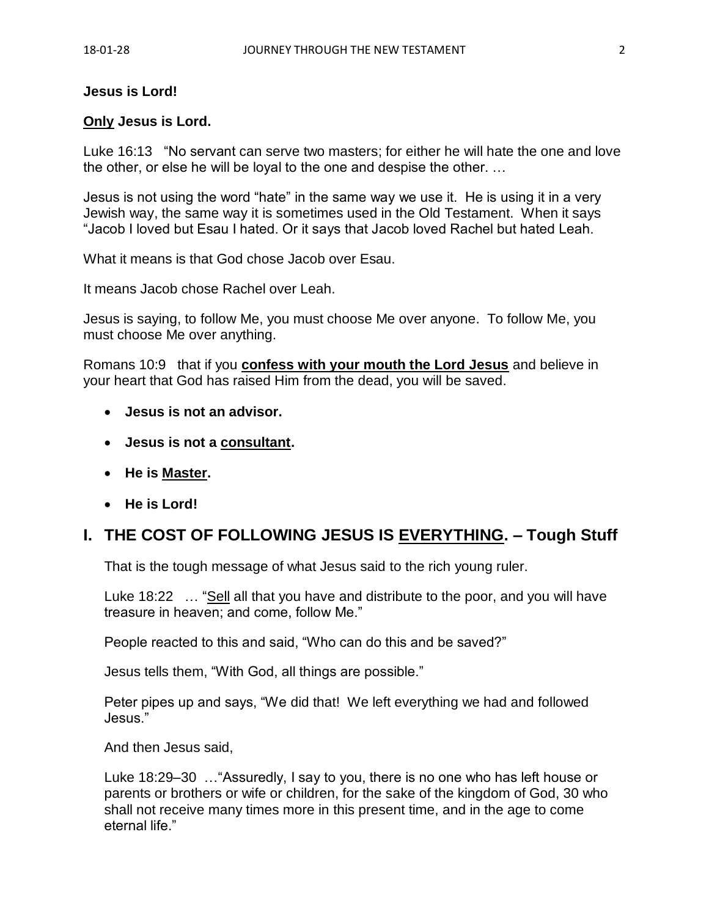**Jesus is Lord!**

**<u>Only</u> Jesus is Lord.**

Luke 16:13 "No servant can serve two masters; for either he will hate the one and love the other, or else he will be loyal to the one and despise the other. …

Jesus is not using the word "hate" in the same way we use it. He is using it in a very Jewish way, the same way it is sometimes used in the Old Testament. When it says "Jacob I loved but Esau I hated. Or it says that Jacob loved Rachel but hated Leah.

What it means is that God chose Jacob over Esau.

It means Jacob chose Rachel over Leah.

Jesus is saying, to follow Me, you must choose Me over anyone. To follow Me, you must choose Me over anything.

Romans 10:9 that if you **<u>confess with your mouth the Lord Jesus</u>** and believe in your heart that God has raised Him from the dead, you will be saved.

- **Jesus is not an advisor.**
- **Jesus is not a <u>consultant</u>.**
- **He is <u>Master</u>.**
- **He is Lord!**

## I. THE COST OF FOLLOWING JESUS IS <u>EVERYTHING</u>. – Tough Stuff

That is the tough message of what Jesus said to the rich young ruler.

Luke 18:22 … "<u>Sell</u> all that you have and distribute to the poor, and you will have treasure in heaven; and come, follow Me."

People reacted to this and said, "Who can do this and be saved?"

Jesus tells them, "With God, all things are possible."

Peter pipes up and says, "We did that! We left everything we had and followed Jesus."

And then Jesus said,

Luke 18:29–30 …"Assuredly, I say to you, there is no one who has left house or parents or brothers or wife or children, for the sake of the kingdom of God, 30 who shall not receive many times more in this present time, and in the age to come eternal life."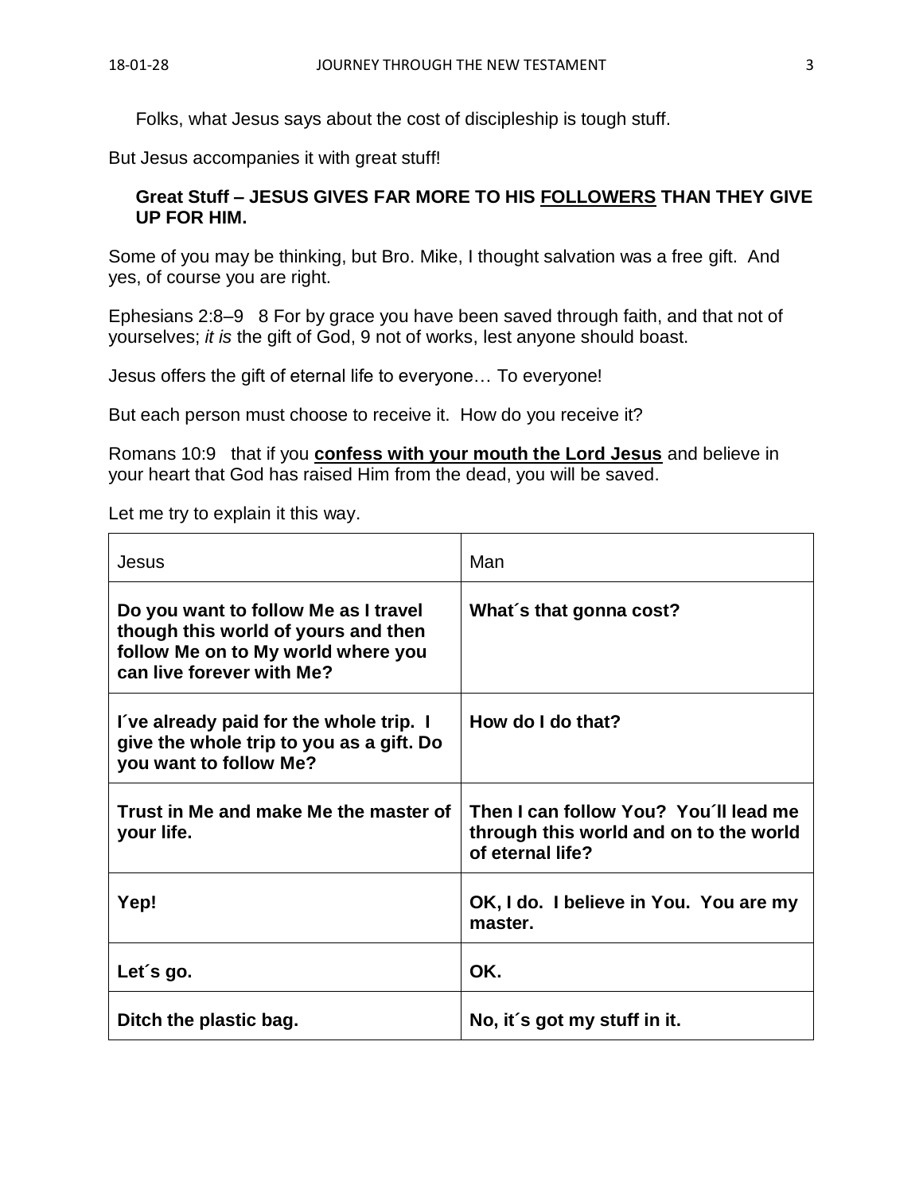Folks, what Jesus says about the cost of discipleship is tough stuff.

But Jesus accompanies it with great stuff!

**Great Stuff – JESUS GIVES FAR MORE TO HIS <u>FOLLOWERS</u> THAN THEY GIVE UP FOR HIM.**

Some of you may be thinking, but Bro. Mike, I thought salvation was a free gift. And yes, of course you are right.

Ephesians 2:8–9 8 For by grace you have been saved through faith, and that not of yourselves; *it is* the gift of God, 9 not of works, lest anyone should boast.

Jesus offers the gift of eternal life to everyone… To everyone!

But each person must choose to receive it. How do you receive it?

Romans 10:9 that if you **<u>confess with your mouth the Lord Jesus</u>** and believe in your heart that God has raised Him from the dead, you will be saved.

Let me try to explain it this way.

| Jesus | Man |
|---|---|
| **Do you want to follow Me as I travel though this world of yours and then follow Me on to My world where you can live forever with Me?** | **What´s that gonna cost?** |
| **I´ve already paid for the whole trip. I give the whole trip to you as a gift. Do you want to follow Me?** | **How do I do that?** |
| **Trust in Me and make Me the master of your life.** | **Then I can follow You? You´ll lead me through this world and on to the world of eternal life?** |
| **Yep!** | **OK, I do. I believe in You. You are my master.** |
| **Let´s go.** | **OK.** |
| **Ditch the plastic bag.** | **No, it´s got my stuff in it.** |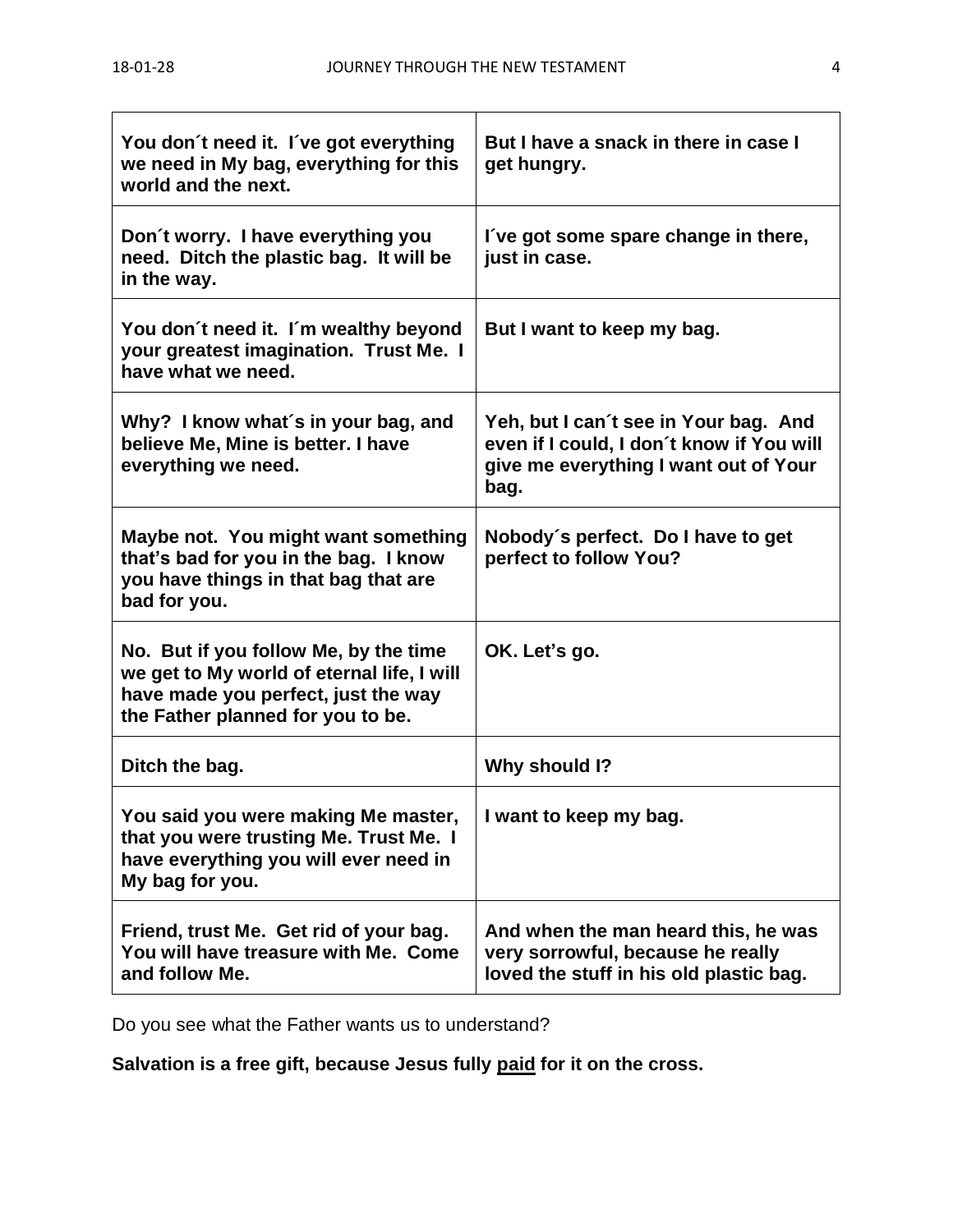| | |
|---|---|
| **You don´t need it. I´ve got everything we need in My bag, everything for this world and the next.** | **But I have a snack in there in case I get hungry.** |
| **Don´t worry. I have everything you need. Ditch the plastic bag. It will be in the way.** | **I´ve got some spare change in there, just in case.** |
| **You don´t need it. I´m wealthy beyond your greatest imagination. Trust Me. I have what we need.** | **But I want to keep my bag.** |
| **Why? I know what´s in your bag, and believe Me, Mine is better. I have everything we need.** | **Yeh, but I can´t see in Your bag. And even if I could, I don´t know if You will give me everything I want out of Your bag.** |
| **Maybe not. You might want something that's bad for you in the bag. I know you have things in that bag that are bad for you.** | **Nobody´s perfect. Do I have to get perfect to follow You?** |
| **No. But if you follow Me, by the time we get to My world of eternal life, I will have made you perfect, just the way the Father planned for you to be.** | **OK. Let's go.** |
| **Ditch the bag.** | **Why should I?** |
| **You said you were making Me master, that you were trusting Me. Trust Me. I have everything you will ever need in My bag for you.** | **I want to keep my bag.** |
| **Friend, trust Me. Get rid of your bag. You will have treasure with Me. Come and follow Me.** | **And when the man heard this, he was very sorrowful, because he really loved the stuff in his old plastic bag.** |

Do you see what the Father wants us to understand?

**Salvation is a free gift, because Jesus fully <u>paid</u> for it on the cross.**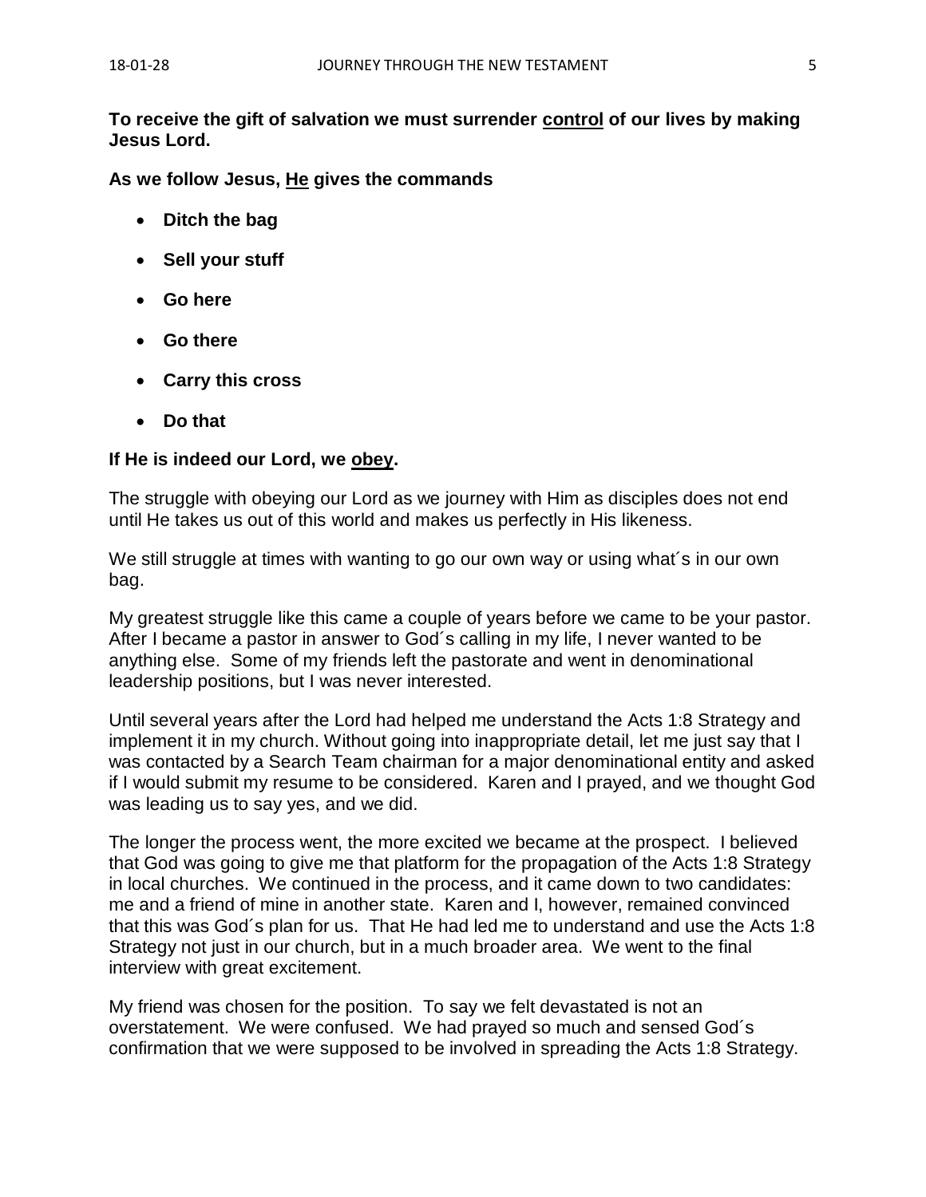**To receive the gift of salvation we must surrender <u>control</u> of our lives by making Jesus Lord.**

**As we follow Jesus, <u>He</u> gives the commands**

- **Ditch the bag**
- **Sell your stuff**
- **Go here**
- **Go there**
- **Carry this cross**
- **Do that**

**If He is indeed our Lord, we <u>obey</u>.**

The struggle with obeying our Lord as we journey with Him as disciples does not end until He takes us out of this world and makes us perfectly in His likeness.

We still struggle at times with wanting to go our own way or using what´s in our own bag.

My greatest struggle like this came a couple of years before we came to be your pastor. After I became a pastor in answer to God´s calling in my life, I never wanted to be anything else. Some of my friends left the pastorate and went in denominational leadership positions, but I was never interested.

Until several years after the Lord had helped me understand the Acts 1:8 Strategy and implement it in my church. Without going into inappropriate detail, let me just say that I was contacted by a Search Team chairman for a major denominational entity and asked if I would submit my resume to be considered. Karen and I prayed, and we thought God was leading us to say yes, and we did.

The longer the process went, the more excited we became at the prospect. I believed that God was going to give me that platform for the propagation of the Acts 1:8 Strategy in local churches. We continued in the process, and it came down to two candidates: me and a friend of mine in another state. Karen and I, however, remained convinced that this was God´s plan for us. That He had led me to understand and use the Acts 1:8 Strategy not just in our church, but in a much broader area. We went to the final interview with great excitement.

My friend was chosen for the position. To say we felt devastated is not an overstatement. We were confused. We had prayed so much and sensed God´s confirmation that we were supposed to be involved in spreading the Acts 1:8 Strategy.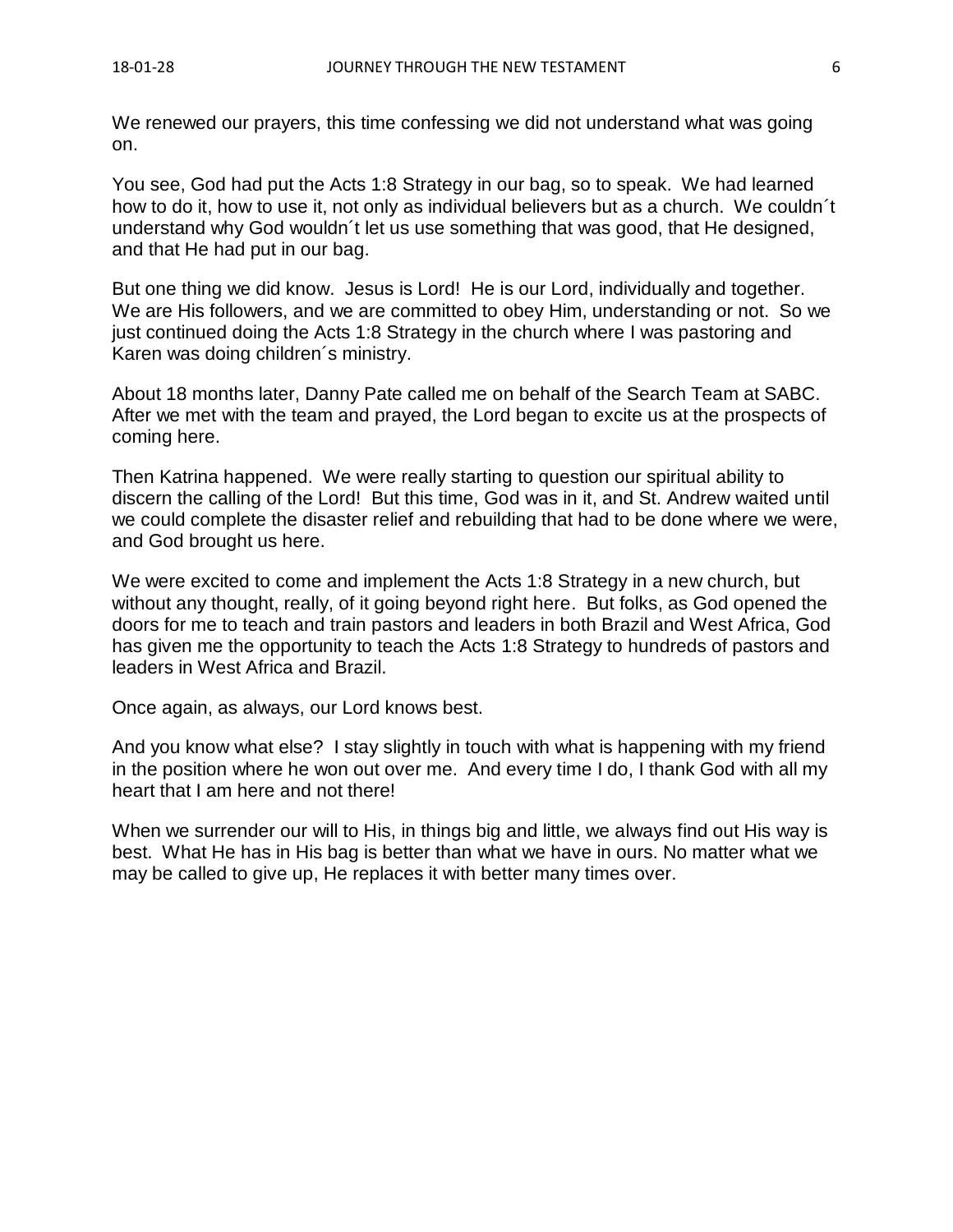We renewed our prayers, this time confessing we did not understand what was going on.

You see, God had put the Acts 1:8 Strategy in our bag, so to speak. We had learned how to do it, how to use it, not only as individual believers but as a church. We couldn´t understand why God wouldn´t let us use something that was good, that He designed, and that He had put in our bag.

But one thing we did know. Jesus is Lord! He is our Lord, individually and together. We are His followers, and we are committed to obey Him, understanding or not. So we just continued doing the Acts 1:8 Strategy in the church where I was pastoring and Karen was doing children´s ministry.

About 18 months later, Danny Pate called me on behalf of the Search Team at SABC. After we met with the team and prayed, the Lord began to excite us at the prospects of coming here.

Then Katrina happened. We were really starting to question our spiritual ability to discern the calling of the Lord! But this time, God was in it, and St. Andrew waited until we could complete the disaster relief and rebuilding that had to be done where we were, and God brought us here.

We were excited to come and implement the Acts 1:8 Strategy in a new church, but without any thought, really, of it going beyond right here. But folks, as God opened the doors for me to teach and train pastors and leaders in both Brazil and West Africa, God has given me the opportunity to teach the Acts 1:8 Strategy to hundreds of pastors and leaders in West Africa and Brazil.

Once again, as always, our Lord knows best.

And you know what else? I stay slightly in touch with what is happening with my friend in the position where he won out over me. And every time I do, I thank God with all my heart that I am here and not there!

When we surrender our will to His, in things big and little, we always find out His way is best. What He has in His bag is better than what we have in ours. No matter what we may be called to give up, He replaces it with better many times over.